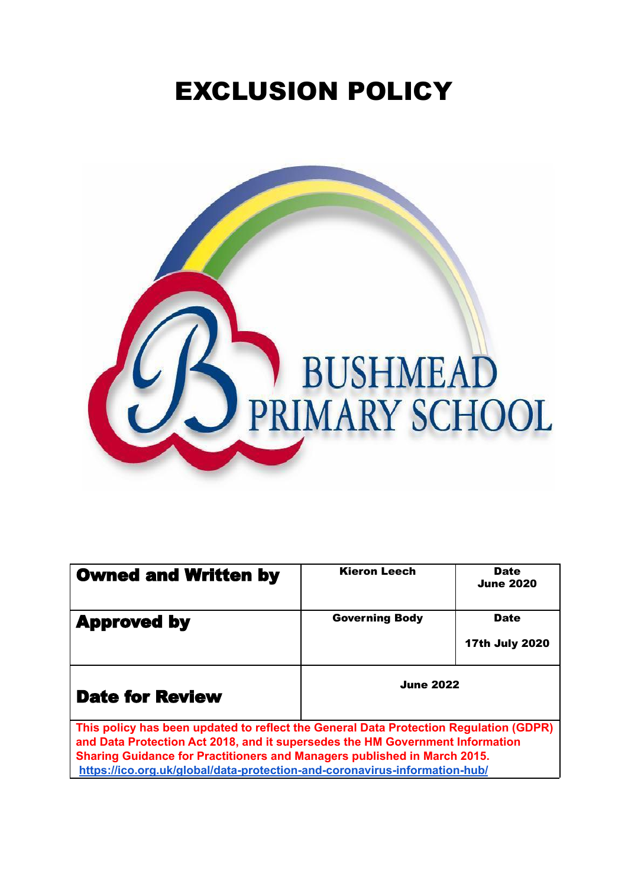# EXCLUSION POLICY

BUSHMEAD PRIMARY SCHOOL

| **Owned and Written by** | **Kieron Leech** | **Date** **June 2020** |
| --- | --- | --- |
| **Approved by** | **Governing Body** | **Date** **17th July 2020** |
| **Date for Review** | **June 2022** | |
| **This policy has been updated to reflect the General Data Protection Regulation (GDPR) and Data Protection Act 2018, and it supersedes the HM Government Information Sharing Guidance for Practitioners and Managers published in March 2015.** **https://ico.org.uk/global/data-protection-and-coronavirus-information-hub/** | | |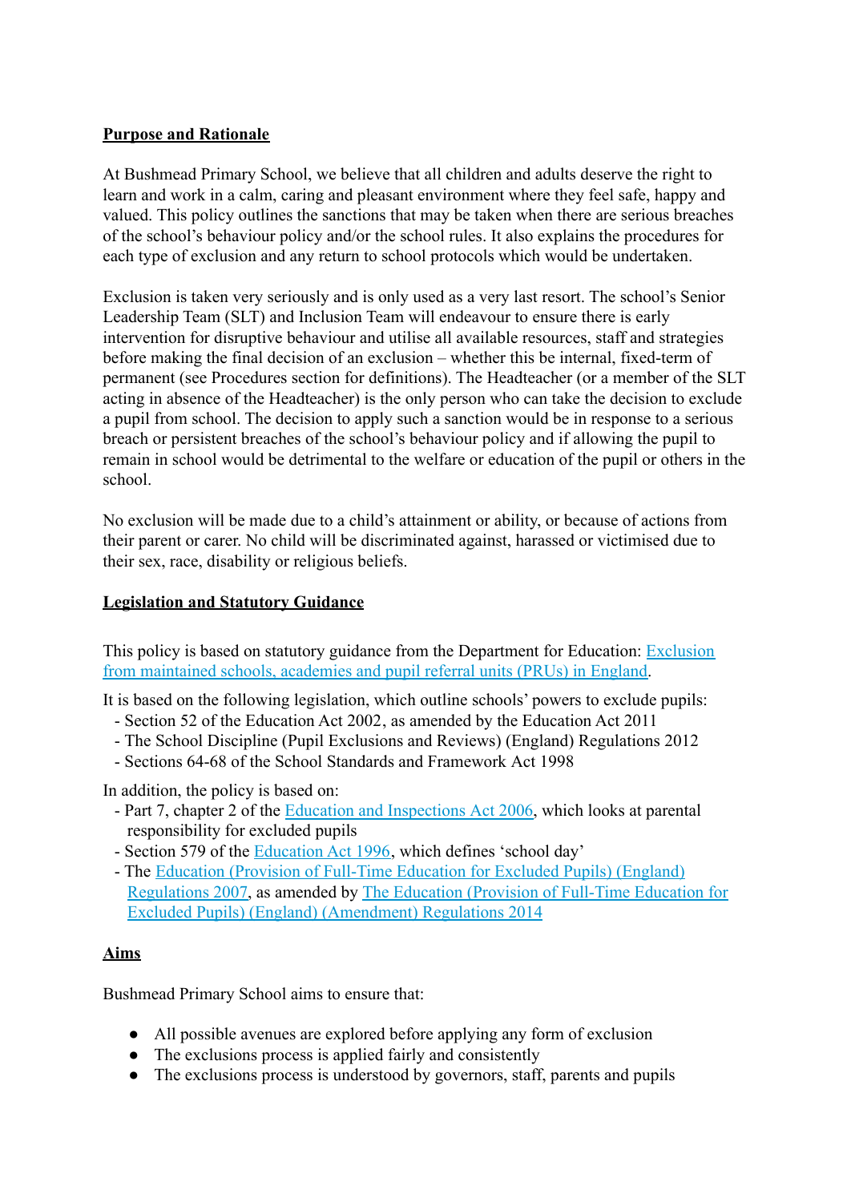## **Purpose and Rationale**

At Bushmead Primary School, we believe that all children and adults deserve the right to learn and work in a calm, caring and pleasant environment where they feel safe, happy and valued. This policy outlines the sanctions that may be taken when there are serious breaches of the school's behaviour policy and/or the school rules. It also explains the procedures for each type of exclusion and any return to school protocols which would be undertaken.

Exclusion is taken very seriously and is only used as a very last resort. The school's Senior Leadership Team (SLT) and Inclusion Team will endeavour to ensure there is early intervention for disruptive behaviour and utilise all available resources, staff and strategies before making the final decision of an exclusion – whether this be internal, fixed-term of permanent (see Procedures section for definitions). The Headteacher (or a member of the SLT acting in absence of the Headteacher) is the only person who can take the decision to exclude a pupil from school. The decision to apply such a sanction would be in response to a serious breach or persistent breaches of the school's behaviour policy and if allowing the pupil to remain in school would be detrimental to the welfare or education of the pupil or others in the school.

No exclusion will be made due to a child's attainment or ability, or because of actions from their parent or carer. No child will be discriminated against, harassed or victimised due to their sex, race, disability or religious beliefs.

## **Legislation and Statutory Guidance**

This policy is based on statutory guidance from the Department for Education: Exclusion from maintained schools, academies and pupil referral units (PRUs) in England.

It is based on the following legislation, which outline schools' powers to exclude pupils:

- Section 52 of the Education Act 2002, as amended by the Education Act 2011
- The School Discipline (Pupil Exclusions and Reviews) (England) Regulations 2012
- Sections 64-68 of the School Standards and Framework Act 1998

In addition, the policy is based on:

- Part 7, chapter 2 of the Education and Inspections Act 2006, which looks at parental responsibility for excluded pupils
- Section 579 of the Education Act 1996, which defines 'school day'
- The Education (Provision of Full-Time Education for Excluded Pupils) (England) Regulations 2007, as amended by The Education (Provision of Full-Time Education for Excluded Pupils) (England) (Amendment) Regulations 2014

## **Aims**

Bushmead Primary School aims to ensure that:

- All possible avenues are explored before applying any form of exclusion
- The exclusions process is applied fairly and consistently
- The exclusions process is understood by governors, staff, parents and pupils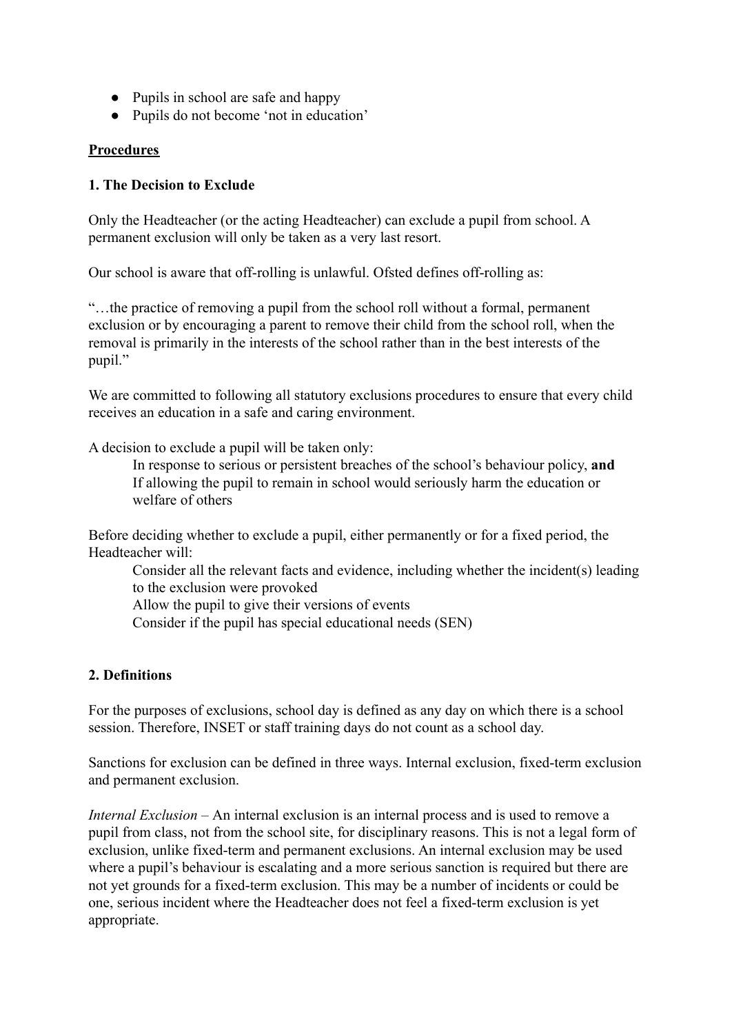- Pupils in school are safe and happy
- Pupils do not become 'not in education'

**Procedures**

**1. The Decision to Exclude**

Only the Headteacher (or the acting Headteacher) can exclude a pupil from school. A permanent exclusion will only be taken as a very last resort.

Our school is aware that off-rolling is unlawful. Ofsted defines off-rolling as:

"…the practice of removing a pupil from the school roll without a formal, permanent exclusion or by encouraging a parent to remove their child from the school roll, when the removal is primarily in the interests of the school rather than in the best interests of the pupil."

We are committed to following all statutory exclusions procedures to ensure that every child receives an education in a safe and caring environment.

A decision to exclude a pupil will be taken only:

> In response to serious or persistent breaches of the school's behaviour policy, **and**
> If allowing the pupil to remain in school would seriously harm the education or welfare of others

Before deciding whether to exclude a pupil, either permanently or for a fixed period, the Headteacher will:

> Consider all the relevant facts and evidence, including whether the incident(s) leading to the exclusion were provoked
> Allow the pupil to give their versions of events
> Consider if the pupil has special educational needs (SEN)

**2. Definitions**

For the purposes of exclusions, school day is defined as any day on which there is a school session. Therefore, INSET or staff training days do not count as a school day.

Sanctions for exclusion can be defined in three ways. Internal exclusion, fixed-term exclusion and permanent exclusion.

*Internal Exclusion* – An internal exclusion is an internal process and is used to remove a pupil from class, not from the school site, for disciplinary reasons. This is not a legal form of exclusion, unlike fixed-term and permanent exclusions. An internal exclusion may be used where a pupil's behaviour is escalating and a more serious sanction is required but there are not yet grounds for a fixed-term exclusion. This may be a number of incidents or could be one, serious incident where the Headteacher does not feel a fixed-term exclusion is yet appropriate.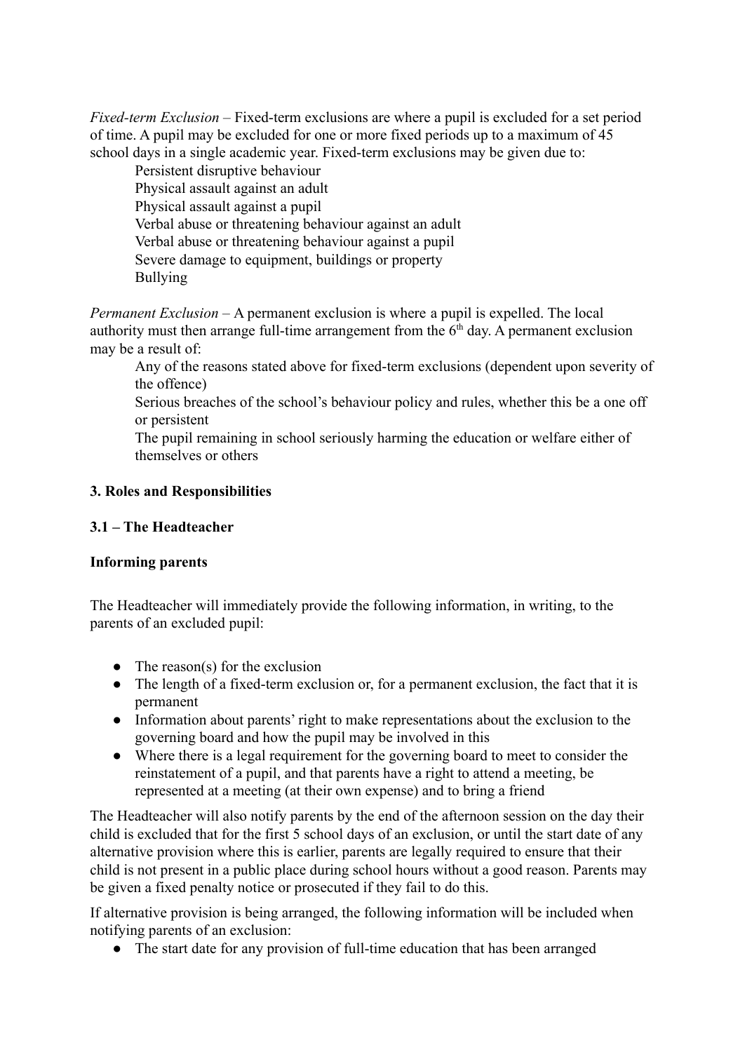*Fixed-term Exclusion* – Fixed-term exclusions are where a pupil is excluded for a set period of time. A pupil may be excluded for one or more fixed periods up to a maximum of 45 school days in a single academic year. Fixed-term exclusions may be given due to:

Persistent disruptive behaviour
Physical assault against an adult
Physical assault against a pupil
Verbal abuse or threatening behaviour against an adult
Verbal abuse or threatening behaviour against a pupil
Severe damage to equipment, buildings or property
Bullying

*Permanent Exclusion* – A permanent exclusion is where a pupil is expelled. The local authority must then arrange full-time arrangement from the 6th day. A permanent exclusion may be a result of:

Any of the reasons stated above for fixed-term exclusions (dependent upon severity of the offence)
Serious breaches of the school's behaviour policy and rules, whether this be a one off or persistent
The pupil remaining in school seriously harming the education or welfare either of themselves or others

## 3. Roles and Responsibilities

### 3.1 – The Headteacher

**Informing parents**

The Headteacher will immediately provide the following information, in writing, to the parents of an excluded pupil:

- The reason(s) for the exclusion
- The length of a fixed-term exclusion or, for a permanent exclusion, the fact that it is permanent
- Information about parents' right to make representations about the exclusion to the governing board and how the pupil may be involved in this
- Where there is a legal requirement for the governing board to meet to consider the reinstatement of a pupil, and that parents have a right to attend a meeting, be represented at a meeting (at their own expense) and to bring a friend

The Headteacher will also notify parents by the end of the afternoon session on the day their child is excluded that for the first 5 school days of an exclusion, or until the start date of any alternative provision where this is earlier, parents are legally required to ensure that their child is not present in a public place during school hours without a good reason. Parents may be given a fixed penalty notice or prosecuted if they fail to do this.

If alternative provision is being arranged, the following information will be included when notifying parents of an exclusion:

- The start date for any provision of full-time education that has been arranged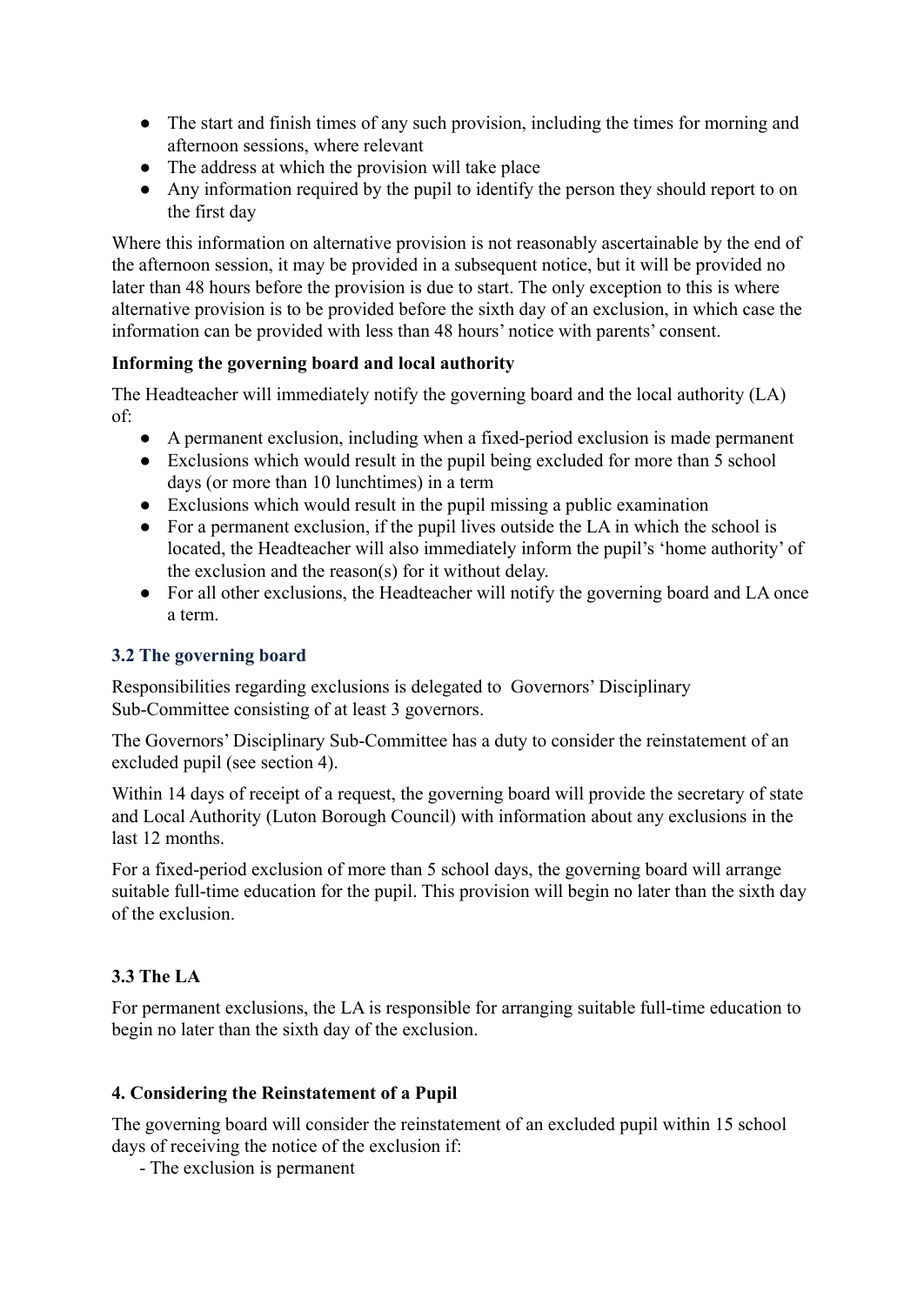- The start and finish times of any such provision, including the times for morning and afternoon sessions, where relevant
- The address at which the provision will take place
- Any information required by the pupil to identify the person they should report to on the first day

Where this information on alternative provision is not reasonably ascertainable by the end of the afternoon session, it may be provided in a subsequent notice, but it will be provided no later than 48 hours before the provision is due to start. The only exception to this is where alternative provision is to be provided before the sixth day of an exclusion, in which case the information can be provided with less than 48 hours' notice with parents' consent.

**Informing the governing board and local authority**

The Headteacher will immediately notify the governing board and the local authority (LA) of:

- A permanent exclusion, including when a fixed-period exclusion is made permanent
- Exclusions which would result in the pupil being excluded for more than 5 school days (or more than 10 lunchtimes) in a term
- Exclusions which would result in the pupil missing a public examination
- For a permanent exclusion, if the pupil lives outside the LA in which the school is located, the Headteacher will also immediately inform the pupil's 'home authority' of the exclusion and the reason(s) for it without delay.
- For all other exclusions, the Headteacher will notify the governing board and LA once a term.

### 3.2 The governing board

Responsibilities regarding exclusions is delegated to Governors' Disciplinary Sub-Committee consisting of at least 3 governors.

The Governors' Disciplinary Sub-Committee has a duty to consider the reinstatement of an excluded pupil (see section 4).

Within 14 days of receipt of a request, the governing board will provide the secretary of state and Local Authority (Luton Borough Council) with information about any exclusions in the last 12 months.

For a fixed-period exclusion of more than 5 school days, the governing board will arrange suitable full-time education for the pupil. This provision will begin no later than the sixth day of the exclusion.

### 3.3 The LA

For permanent exclusions, the LA is responsible for arranging suitable full-time education to begin no later than the sixth day of the exclusion.

## 4. Considering the Reinstatement of a Pupil

The governing board will consider the reinstatement of an excluded pupil within 15 school days of receiving the notice of the exclusion if:

- The exclusion is permanent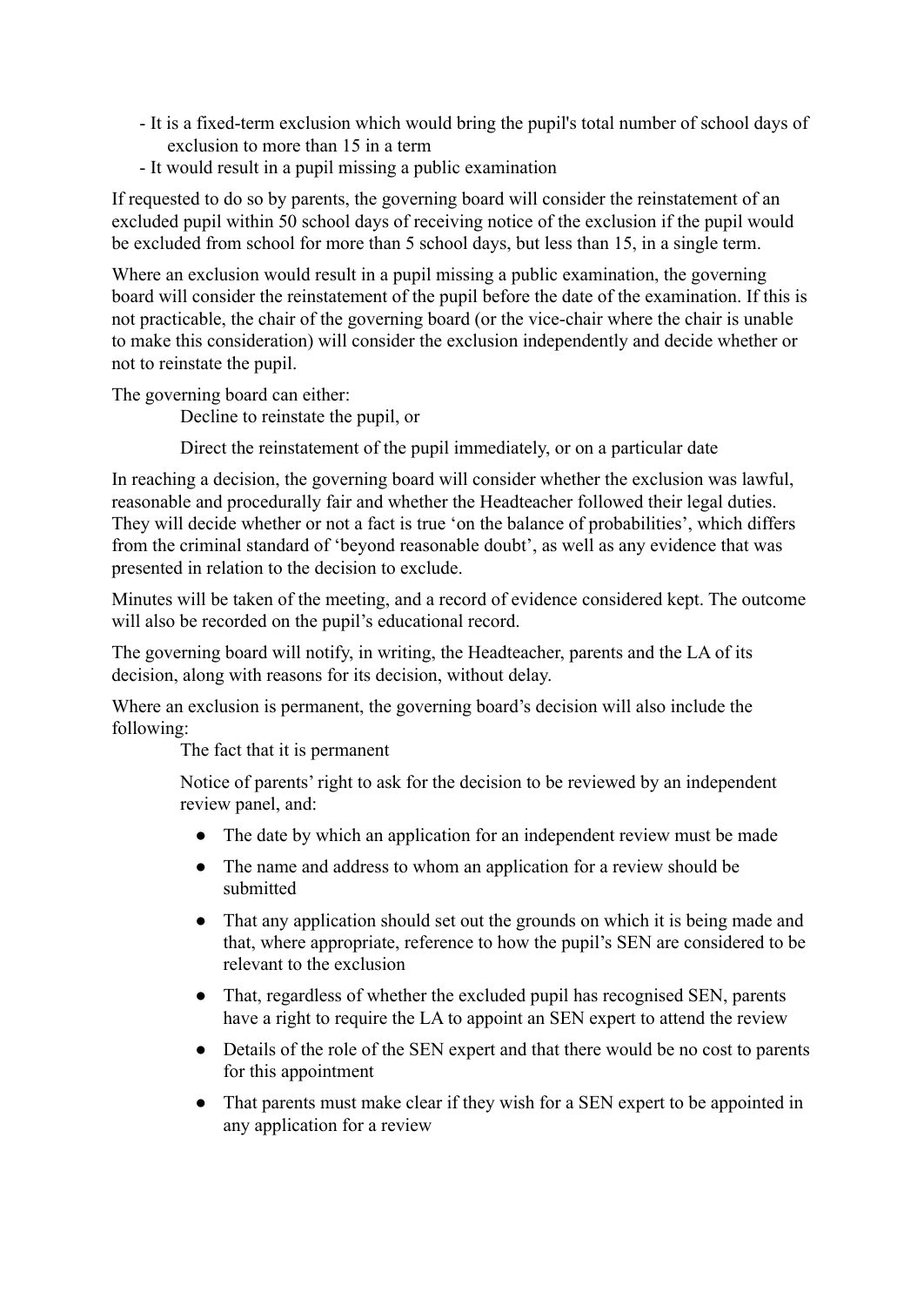- It is a fixed-term exclusion which would bring the pupil's total number of school days of exclusion to more than 15 in a term
- It would result in a pupil missing a public examination

If requested to do so by parents, the governing board will consider the reinstatement of an excluded pupil within 50 school days of receiving notice of the exclusion if the pupil would be excluded from school for more than 5 school days, but less than 15, in a single term.

Where an exclusion would result in a pupil missing a public examination, the governing board will consider the reinstatement of the pupil before the date of the examination. If this is not practicable, the chair of the governing board (or the vice-chair where the chair is unable to make this consideration) will consider the exclusion independently and decide whether or not to reinstate the pupil.

The governing board can either:

Decline to reinstate the pupil, or

Direct the reinstatement of the pupil immediately, or on a particular date

In reaching a decision, the governing board will consider whether the exclusion was lawful, reasonable and procedurally fair and whether the Headteacher followed their legal duties. They will decide whether or not a fact is true 'on the balance of probabilities', which differs from the criminal standard of 'beyond reasonable doubt', as well as any evidence that was presented in relation to the decision to exclude.

Minutes will be taken of the meeting, and a record of evidence considered kept. The outcome will also be recorded on the pupil's educational record.

The governing board will notify, in writing, the Headteacher, parents and the LA of its decision, along with reasons for its decision, without delay.

Where an exclusion is permanent, the governing board's decision will also include the following:

The fact that it is permanent

Notice of parents' right to ask for the decision to be reviewed by an independent review panel, and:

- The date by which an application for an independent review must be made
- The name and address to whom an application for a review should be submitted
- That any application should set out the grounds on which it is being made and that, where appropriate, reference to how the pupil's SEN are considered to be relevant to the exclusion
- That, regardless of whether the excluded pupil has recognised SEN, parents have a right to require the LA to appoint an SEN expert to attend the review
- Details of the role of the SEN expert and that there would be no cost to parents for this appointment
- That parents must make clear if they wish for a SEN expert to be appointed in any application for a review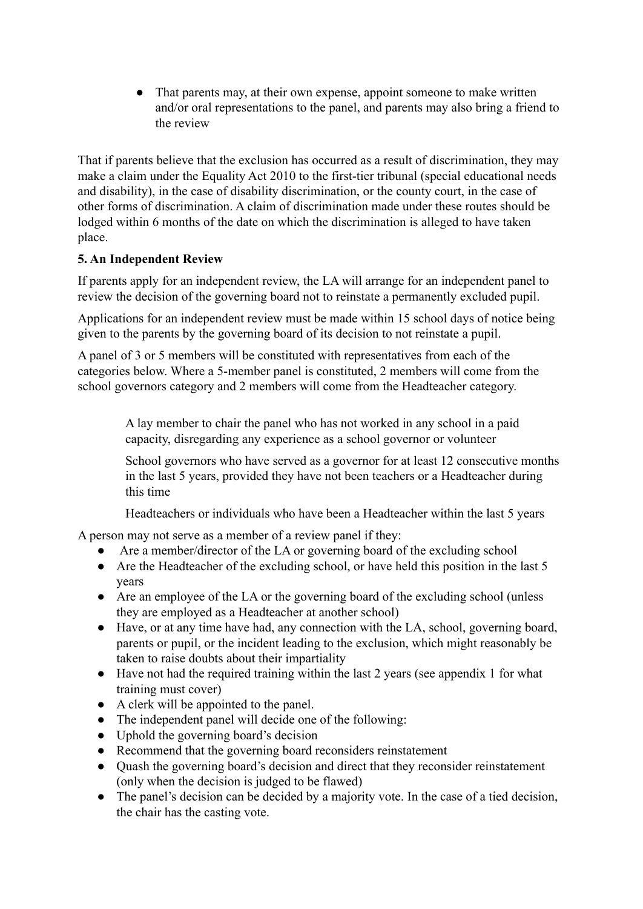- That parents may, at their own expense, appoint someone to make written and/or oral representations to the panel, and parents may also bring a friend to the review

That if parents believe that the exclusion has occurred as a result of discrimination, they may make a claim under the Equality Act 2010 to the first-tier tribunal (special educational needs and disability), in the case of disability discrimination, or the county court, in the case of other forms of discrimination. A claim of discrimination made under these routes should be lodged within 6 months of the date on which the discrimination is alleged to have taken place.

**5. An Independent Review**

If parents apply for an independent review, the LA will arrange for an independent panel to review the decision of the governing board not to reinstate a permanently excluded pupil.

Applications for an independent review must be made within 15 school days of notice being given to the parents by the governing board of its decision to not reinstate a pupil.

A panel of 3 or 5 members will be constituted with representatives from each of the categories below. Where a 5-member panel is constituted, 2 members will come from the school governors category and 2 members will come from the Headteacher category.

A lay member to chair the panel who has not worked in any school in a paid capacity, disregarding any experience as a school governor or volunteer

School governors who have served as a governor for at least 12 consecutive months in the last 5 years, provided they have not been teachers or a Headteacher during this time

Headteachers or individuals who have been a Headteacher within the last 5 years

A person may not serve as a member of a review panel if they:

- Are a member/director of the LA or governing board of the excluding school
- Are the Headteacher of the excluding school, or have held this position in the last 5 years
- Are an employee of the LA or the governing board of the excluding school (unless they are employed as a Headteacher at another school)
- Have, or at any time have had, any connection with the LA, school, governing board, parents or pupil, or the incident leading to the exclusion, which might reasonably be taken to raise doubts about their impartiality
- Have not had the required training within the last 2 years (see appendix 1 for what training must cover)
- A clerk will be appointed to the panel.
- The independent panel will decide one of the following:
- Uphold the governing board's decision
- Recommend that the governing board reconsiders reinstatement
- Quash the governing board's decision and direct that they reconsider reinstatement (only when the decision is judged to be flawed)
- The panel's decision can be decided by a majority vote. In the case of a tied decision, the chair has the casting vote.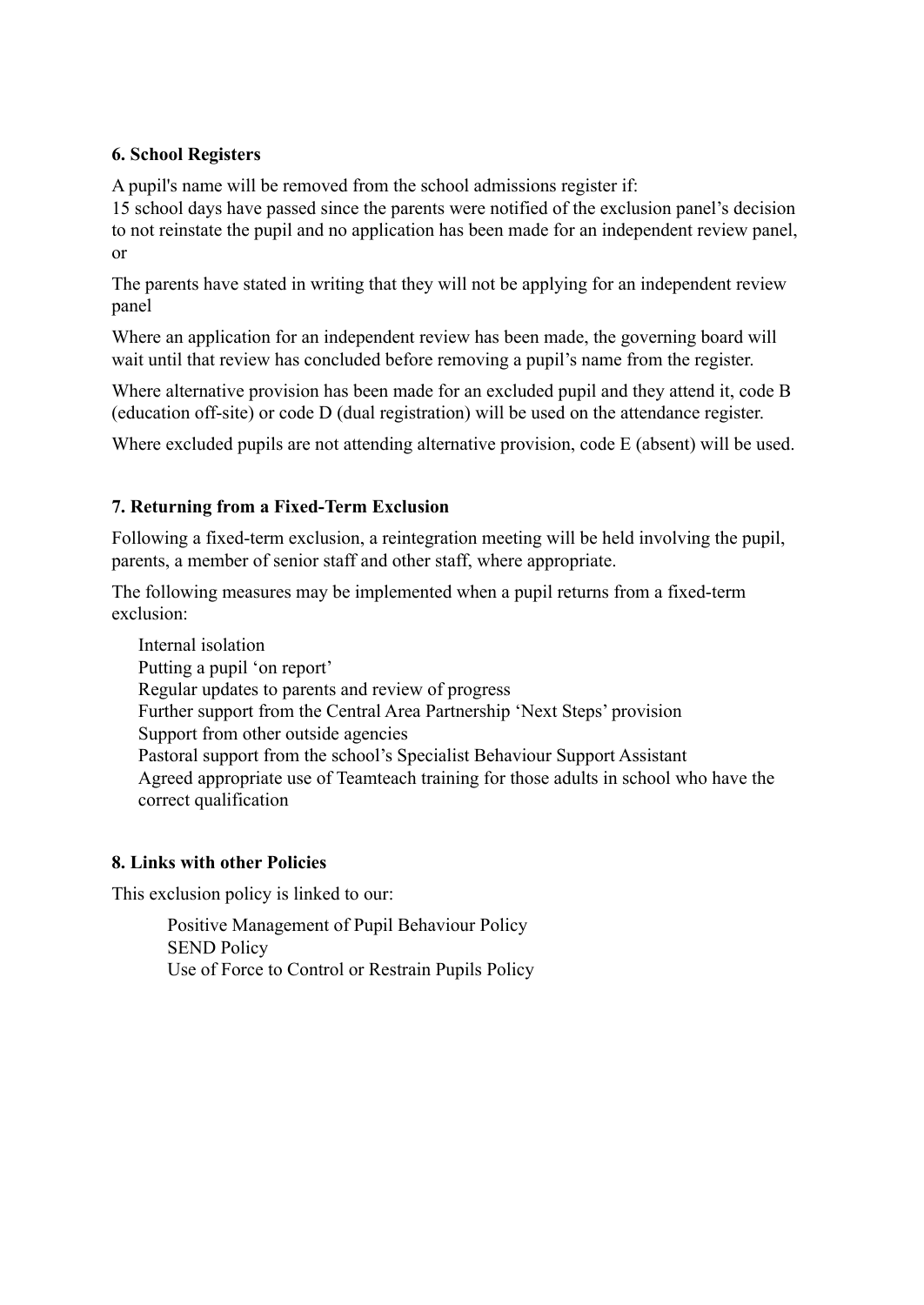**6. School Registers**

A pupil's name will be removed from the school admissions register if:

15 school days have passed since the parents were notified of the exclusion panel's decision to not reinstate the pupil and no application has been made for an independent review panel, or

The parents have stated in writing that they will not be applying for an independent review panel

Where an application for an independent review has been made, the governing board will wait until that review has concluded before removing a pupil's name from the register.

Where alternative provision has been made for an excluded pupil and they attend it, code B (education off-site) or code D (dual registration) will be used on the attendance register.

Where excluded pupils are not attending alternative provision, code E (absent) will be used.

**7. Returning from a Fixed-Term Exclusion**

Following a fixed-term exclusion, a reintegration meeting will be held involving the pupil, parents, a member of senior staff and other staff, where appropriate.

The following measures may be implemented when a pupil returns from a fixed-term exclusion:

- Internal isolation
- Putting a pupil 'on report'
- Regular updates to parents and review of progress
- Further support from the Central Area Partnership 'Next Steps' provision
- Support from other outside agencies
- Pastoral support from the school's Specialist Behaviour Support Assistant
- Agreed appropriate use of Teamteach training for those adults in school who have the correct qualification

**8. Links with other Policies**

This exclusion policy is linked to our:

- Positive Management of Pupil Behaviour Policy
- SEND Policy
- Use of Force to Control or Restrain Pupils Policy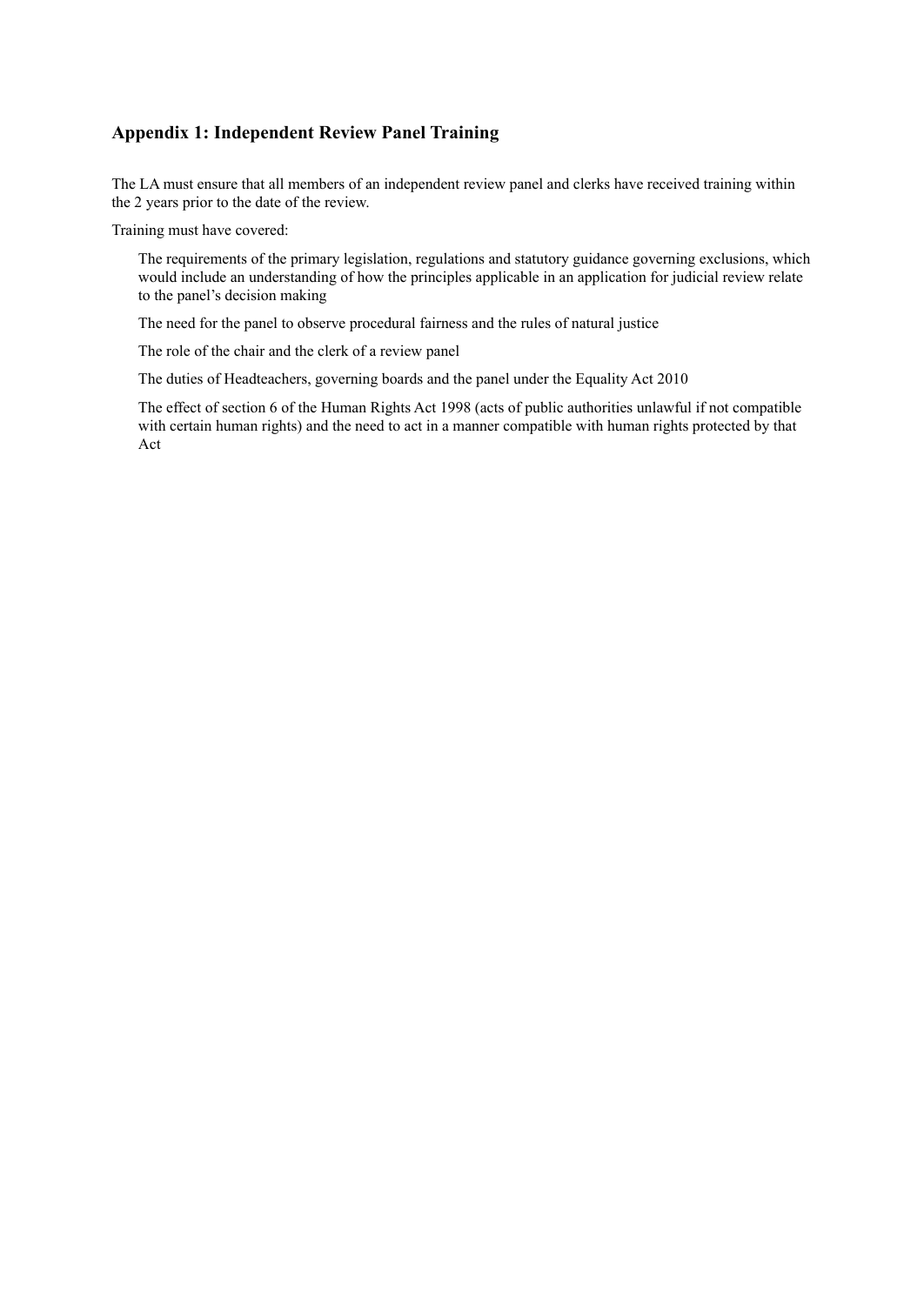## Appendix 1: Independent Review Panel Training

The LA must ensure that all members of an independent review panel and clerks have received training within the 2 years prior to the date of the review.

Training must have covered:

- The requirements of the primary legislation, regulations and statutory guidance governing exclusions, which would include an understanding of how the principles applicable in an application for judicial review relate to the panel's decision making
- The need for the panel to observe procedural fairness and the rules of natural justice
- The role of the chair and the clerk of a review panel
- The duties of Headteachers, governing boards and the panel under the Equality Act 2010
- The effect of section 6 of the Human Rights Act 1998 (acts of public authorities unlawful if not compatible with certain human rights) and the need to act in a manner compatible with human rights protected by that Act